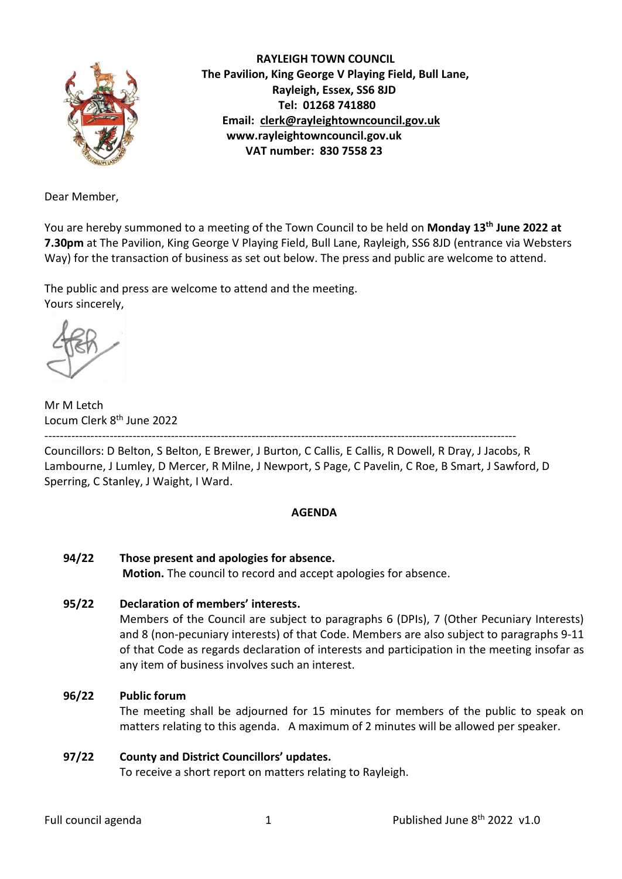**RAYLEIGH TOWN COUNCIL**
**The Pavilion, King George V Playing Field, Bull Lane,**
**Rayleigh, Essex, SS6 8JD**
**Tel: 01268 741880**
**Email: clerk@rayleightowncouncil.gov.uk**
**www.rayleightowncouncil.gov.uk**
**VAT number: 830 7558 23**

Dear Member,

You are hereby summoned to a meeting of the Town Council to be held on **Monday 13th June 2022 at 7.30pm** at The Pavilion, King George V Playing Field, Bull Lane, Rayleigh, SS6 8JD (entrance via Websters Way) for the transaction of business as set out below. The press and public are welcome to attend.

The public and press are welcome to attend and the meeting.
Yours sincerely,

Mr M Letch
Locum Clerk 8th June 2022

---

Councillors: D Belton, S Belton, E Brewer, J Burton, C Callis, E Callis, R Dowell, R Dray, J Jacobs, R Lambourne, J Lumley, D Mercer, R Milne, J Newport, S Page, C Pavelin, C Roe, B Smart, J Sawford, D Sperring, C Stanley, J Waight, I Ward.

## AGENDA

**94/22 Those present and apologies for absence.**
**Motion.** The council to record and accept apologies for absence.

**95/22 Declaration of members' interests.**
Members of the Council are subject to paragraphs 6 (DPIs), 7 (Other Pecuniary Interests) and 8 (non-pecuniary interests) of that Code. Members are also subject to paragraphs 9-11 of that Code as regards declaration of interests and participation in the meeting insofar as any item of business involves such an interest.

**96/22 Public forum**
The meeting shall be adjourned for 15 minutes for members of the public to speak on matters relating to this agenda. A maximum of 2 minutes will be allowed per speaker.

**97/22 County and District Councillors' updates.**
To receive a short report on matters relating to Rayleigh.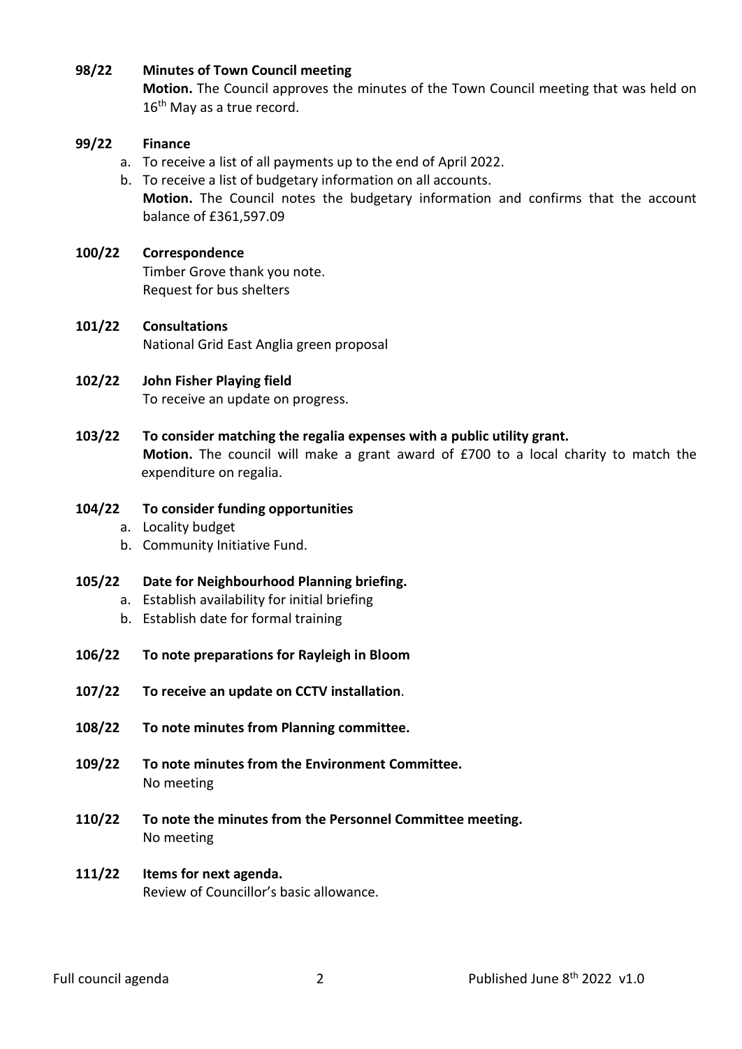**98/22 Minutes of Town Council meeting**

**Motion.** The Council approves the minutes of the Town Council meeting that was held on 16th May as a true record.

**99/22 Finance**

a. To receive a list of all payments up to the end of April 2022.
b. To receive a list of budgetary information on all accounts.
   **Motion.** The Council notes the budgetary information and confirms that the account balance of £361,597.09

**100/22 Correspondence**

Timber Grove thank you note.
Request for bus shelters

**101/22 Consultations**

National Grid East Anglia green proposal

**102/22 John Fisher Playing field**

To receive an update on progress.

**103/22 To consider matching the regalia expenses with a public utility grant.**

**Motion.** The council will make a grant award of £700 to a local charity to match the expenditure on regalia.

**104/22 To consider funding opportunities**

a. Locality budget
b. Community Initiative Fund.

**105/22 Date for Neighbourhood Planning briefing.**

a. Establish availability for initial briefing
b. Establish date for formal training

**106/22 To note preparations for Rayleigh in Bloom**

**107/22 To receive an update on CCTV installation**.

**108/22 To note minutes from Planning committee.**

**109/22 To note minutes from the Environment Committee.**

No meeting

**110/22 To note the minutes from the Personnel Committee meeting.**

No meeting

**111/22 Items for next agenda.**

Review of Councillor's basic allowance.